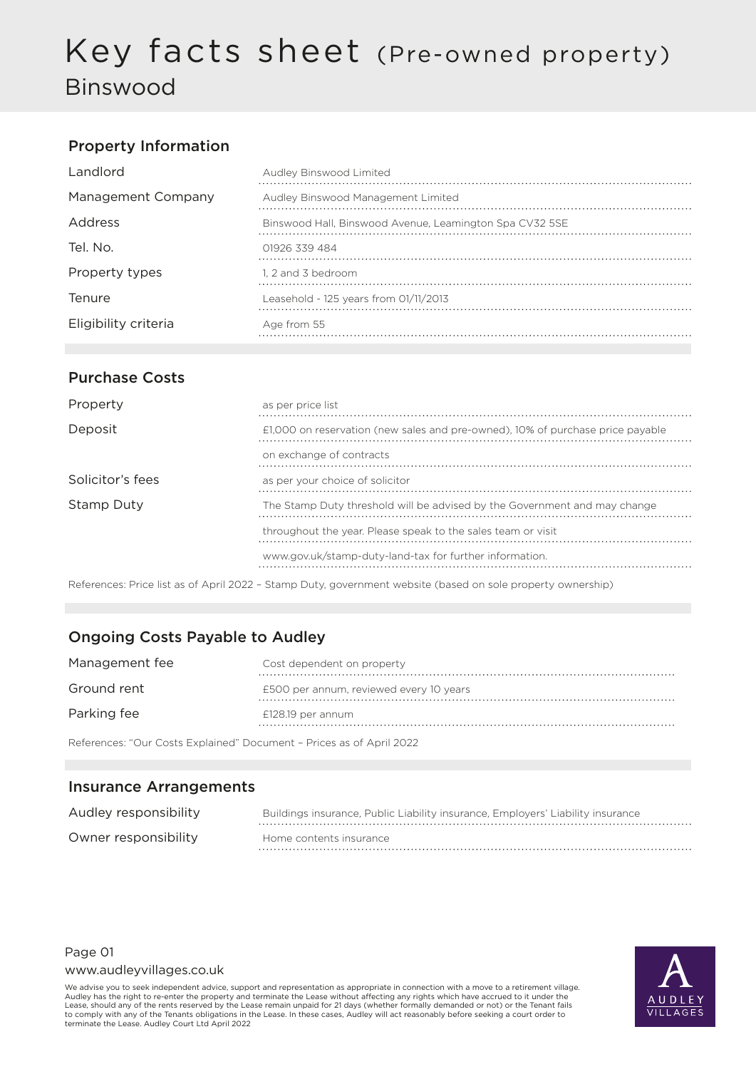# Key facts sheet (Pre-owned property)

## Binswood

### Property Information

| | |
|---|---|
| Landlord | Audley Binswood Limited |
| Management Company | Audley Binswood Management Limited |
| Address | Binswood Hall, Binswood Avenue, Leamington Spa CV32 5SE |
| Tel. No. | 01926 339 484 |
| Property types | 1, 2 and 3 bedroom |
| Tenure | Leasehold - 125 years from 01/11/2013 |
| Eligibility criteria | Age from 55 |

### Purchase Costs

| | |
|---|---|
| Property | as per price list |
| Deposit | £1,000 on reservation (new sales and pre-owned), 10% of purchase price payable on exchange of contracts |
| Solicitor's fees | as per your choice of solicitor |
| Stamp Duty | The Stamp Duty threshold will be advised by the Government and may change throughout the year. Please speak to the sales team or visit www.gov.uk/stamp-duty-land-tax for further information. |

References: Price list as of April 2022 – Stamp Duty, government website (based on sole property ownership)

### Ongoing Costs Payable to Audley

| | |
|---|---|
| Management fee | Cost dependent on property |
| Ground rent | £500 per annum, reviewed every 10 years |
| Parking fee | £128.19 per annum |

References: "Our Costs Explained" Document – Prices as of April 2022

### Insurance Arrangements

| | |
|---|---|
| Audley responsibility | Buildings insurance, Public Liability insurance, Employers' Liability insurance |
| Owner responsibility | Home contents insurance |

www.audleyvillages.co.uk

We advise you to seek independent advice, support and representation as appropriate in connection with a move to a retirement village. Audley has the right to re-enter the property and terminate the Lease without affecting any rights which have accrued to it under the Lease, should any of the rents reserved by the Lease remain unpaid for 21 days (whether formally demanded or not) or the Tenant fails to comply with any of the Tenants obligations in the Lease. In these cases, Audley will act reasonably before seeking a court order to terminate the Lease. Audley Court Ltd April 2022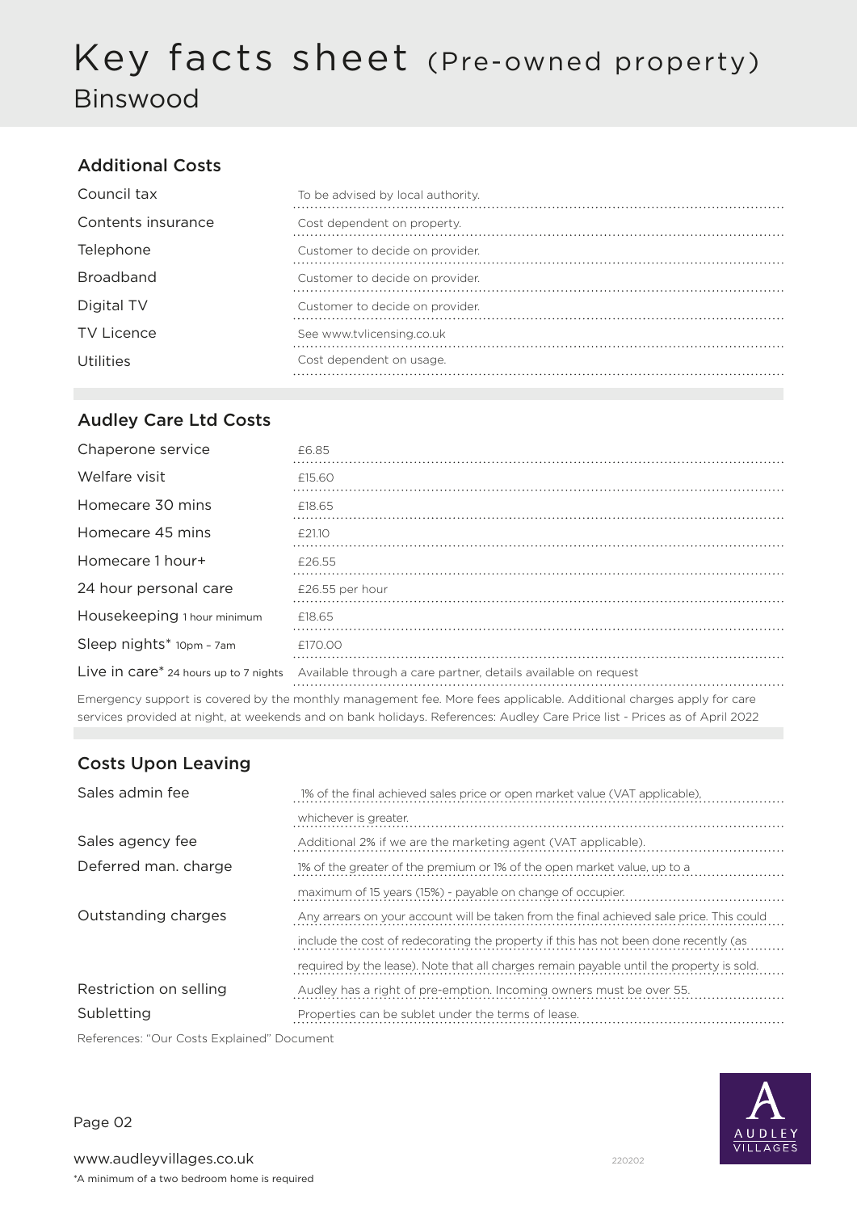# Key facts sheet (Pre-owned property)
## Binswood

### Additional Costs

| | |
|---|---|
| Council tax | To be advised by local authority. |
| Contents insurance | Cost dependent on property. |
| Telephone | Customer to decide on provider. |
| Broadband | Customer to decide on provider. |
| Digital TV | Customer to decide on provider. |
| TV Licence | See www.tvlicensing.co.uk |
| Utilities | Cost dependent on usage. |

### Audley Care Ltd Costs

| | |
|---|---|
| Chaperone service | £6.85 |
| Welfare visit | £15.60 |
| Homecare 30 mins | £18.65 |
| Homecare 45 mins | £21.10 |
| Homecare 1 hour+ | £26.55 |
| 24 hour personal care | £26.55 per hour |
| Housekeeping 1 hour minimum | £18.65 |
| Sleep nights* 10pm – 7am | £170.00 |
| Live in care* 24 hours up to 7 nights | Available through a care partner, details available on request |

Emergency support is covered by the monthly management fee. More fees applicable. Additional charges apply for care services provided at night, at weekends and on bank holidays. References: Audley Care Price list - Prices as of April 2022

### Costs Upon Leaving

| | |
|---|---|
| Sales admin fee | 1% of the final achieved sales price or open market value (VAT applicable), whichever is greater. |
| Sales agency fee | Additional 2% if we are the marketing agent (VAT applicable). |
| Deferred man. charge | 1% of the greater of the premium or 1% of the open market value, up to a maximum of 15 years (15%) - payable on change of occupier. |
| Outstanding charges | Any arrears on your account will be taken from the final achieved sale price. This could include the cost of redecorating the property if this has not been done recently (as required by the lease). Note that all charges remain payable until the property is sold. |
| Restriction on selling | Audley has a right of pre-emption. Incoming owners must be over 55. |
| Subletting | Properties can be sublet under the terms of lease. |

References: "Our Costs Explained" Document

www.audleyvillages.co.uk

*A minimum of a two bedroom home is required

220202